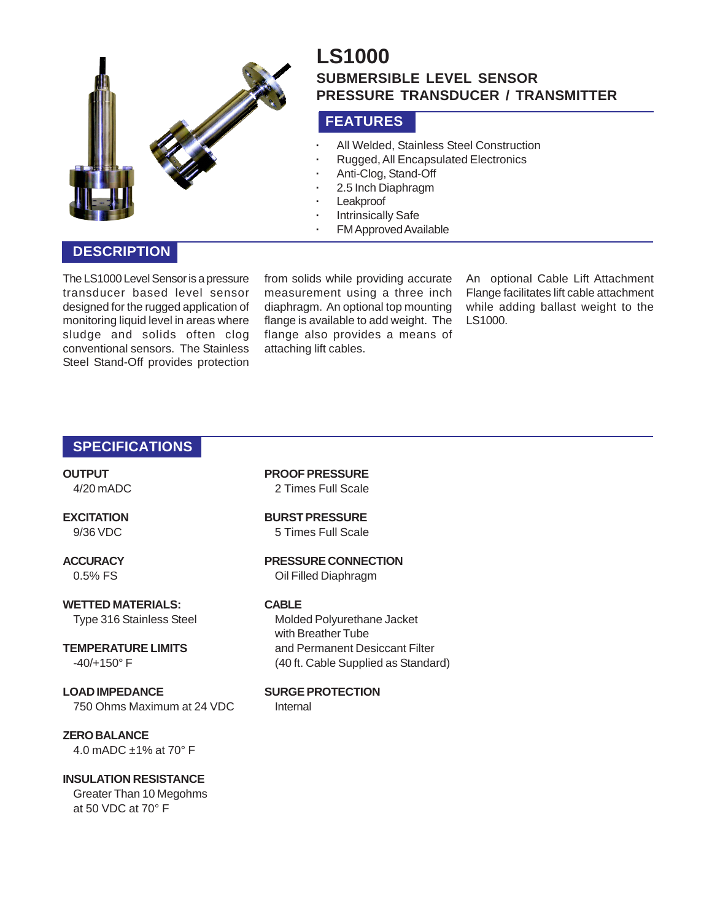# LS1000

## SUBMERSIBLE LEVEL SENSOR
## PRESSURE TRANSDUCER / TRANSMITTER

## FEATURES

- All Welded, Stainless Steel Construction
- Rugged, All Encapsulated Electronics
- Anti-Clog, Stand-Off
- 2.5 Inch Diaphragm
- Leakproof
- Intrinsically Safe
- FM Approved Available

## DESCRIPTION

The LS1000 Level Sensor is a pressure transducer based level sensor designed for the rugged application of monitoring liquid level in areas where sludge and solids often clog conventional sensors. The Stainless Steel Stand-Off provides protection from solids while providing accurate measurement using a three inch diaphragm. An optional top mounting flange is available to add weight. The flange also provides a means of attaching lift cables.

An optional Cable Lift Attachment Flange facilitates lift cable attachment while adding ballast weight to the LS1000.

## SPECIFICATIONS

**OUTPUT**
4/20 mADC

**EXCITATION**
9/36 VDC

**ACCURACY**
0.5% FS

**WETTED MATERIALS:**
Type 316 Stainless Steel

**TEMPERATURE LIMITS**
-40/+150° F

**LOAD IMPEDANCE**
750 Ohms Maximum at 24 VDC

**ZERO BALANCE**
4.0 mADC ±1% at 70° F

**INSULATION RESISTANCE**
Greater Than 10 Megohms
at 50 VDC at 70° F

**PROOF PRESSURE**
2 Times Full Scale

**BURST PRESSURE**
5 Times Full Scale

**PRESSURE CONNECTION**
Oil Filled Diaphragm

**CABLE**
Molded Polyurethane Jacket
with Breather Tube
and Permanent Desiccant Filter
(40 ft. Cable Supplied as Standard)

**SURGE PROTECTION**
Internal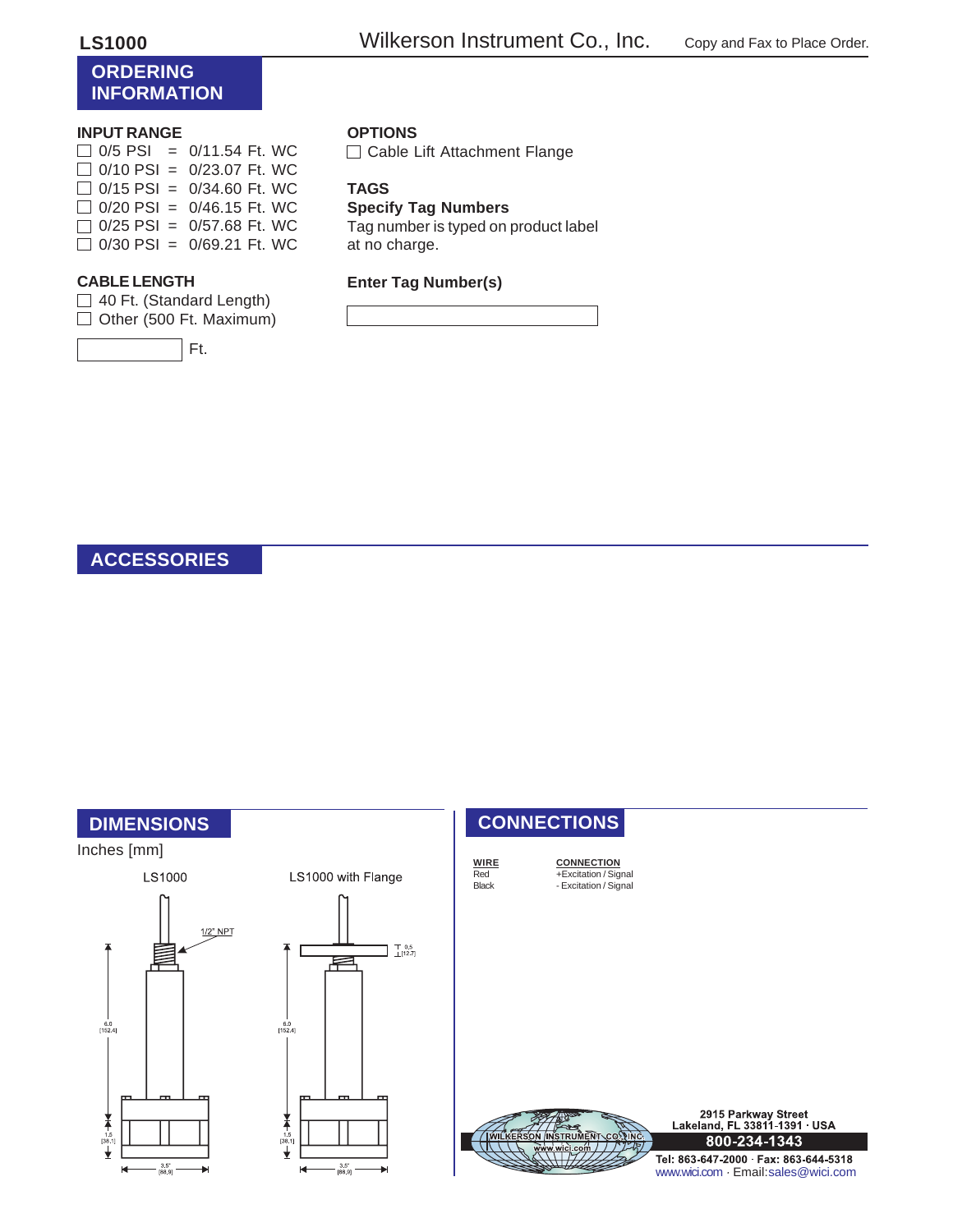## ORDERING INFORMATION

Copy and Fax to Place Order.

### INPUT RANGE

- ☐ 0/5 PSI = 0/11.54 Ft. WC
- ☐ 0/10 PSI = 0/23.07 Ft. WC
- ☐ 0/15 PSI = 0/34.60 Ft. WC
- ☐ 0/20 PSI = 0/46.15 Ft. WC
- ☐ 0/25 PSI = 0/57.68 Ft. WC
- ☐ 0/30 PSI = 0/69.21 Ft. WC

### CABLE LENGTH

- ☐ 40 Ft. (Standard Length)
- ☐ Other (500 Ft. Maximum)

\_\_\_\_\_\_\_\_ Ft.

### OPTIONS

- ☐ Cable Lift Attachment Flange

### TAGS

**Specify Tag Numbers**

Tag number is typed on product label at no charge.

**Enter Tag Number(s)**

\_\_\_\_\_\_\_\_\_\_\_\_\_\_\_\_

## ACCESSORIES

## DIMENSIONS

Inches [mm]

LS1000

1/2" NPT

6.0 [152.4]

1.5 [38.1]

3.5" [88.9]

LS1000 with Flange

0.5 [12.7]

6.0 [152.4]

1.5 [38.1]

3.5" [88.9]

## CONNECTIONS

| WIRE | CONNECTION |
|---|---|
| Red | +Excitation / Signal |
| Black | - Excitation / Signal |

WILKERSON INSTRUMENT CO., INC.
www.wici.com

2915 Parkway Street
Lakeland, FL 33811-1391 · USA
800-234-1343
Tel: 863-647-2000 · Fax: 863-644-5318
www.wici.com · Email: sales@wici.com